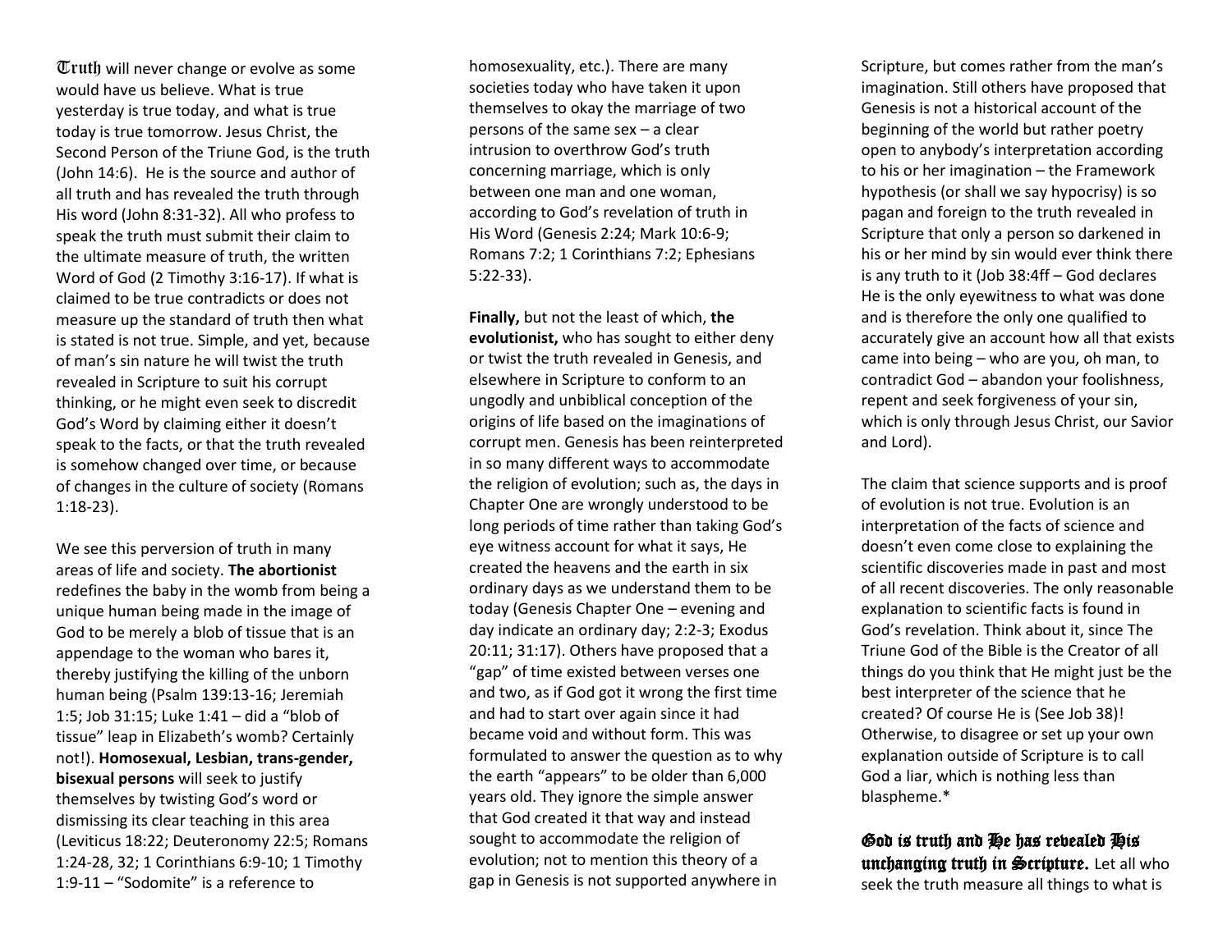Truth will never change or evolve as some would have us believe. What is true yesterday is true today, and what is true today is true tomorrow. Jesus Christ, the Second Person of the Triune God, is the truth (John 14:6). He is the source and author of all truth and has revealed the truth through His word (John 8:31-32). All who profess to speak the truth must submit their claim to the ultimate measure of truth, the written Word of God (2 Timothy 3:16-17). If what is claimed to be true contradicts or does not measure up the standard of truth then what is stated is not true. Simple, and yet, because of man's sin nature he will twist the truth revealed in Scripture to suit his corrupt thinking, or he might even seek to discredit God's Word by claiming either it doesn't speak to the facts, or that the truth revealed is somehow changed over time, or because of changes in the culture of society (Romans 1:18-23).

We see this perversion of truth in many areas of life and society. **The abortionist** redefines the baby in the womb from being a unique human being made in the image of God to be merely a blob of tissue that is an appendage to the woman who bares it, thereby justifying the killing of the unborn human being (Psalm 139:13-16; Jeremiah 1:5; Job 31:15; Luke 1:41 – did a "blob of tissue" leap in Elizabeth's womb? Certainly not!). **Homosexual, Lesbian, trans-gender, bisexual persons** will seek to justify themselves by twisting God's word or dismissing its clear teaching in this area (Leviticus 18:22; Deuteronomy 22:5; Romans 1:24-28, 32; 1 Corinthians 6:9-10; 1 Timothy 1:9-11 – "Sodomite" is a reference to homosexuality, etc.). There are many societies today who have taken it upon themselves to okay the marriage of two persons of the same sex – a clear intrusion to overthrow God's truth concerning marriage, which is only between one man and one woman, according to God's revelation of truth in His Word (Genesis 2:24; Mark 10:6-9; Romans 7:2; 1 Corinthians 7:2; Ephesians 5:22-33).

**Finally,** but not the least of which, **the evolutionist,** who has sought to either deny or twist the truth revealed in Genesis, and elsewhere in Scripture to conform to an ungodly and unbiblical conception of the origins of life based on the imaginations of corrupt men. Genesis has been reinterpreted in so many different ways to accommodate the religion of evolution; such as, the days in Chapter One are wrongly understood to be long periods of time rather than taking God's eye witness account for what it says, He created the heavens and the earth in six ordinary days as we understand them to be today (Genesis Chapter One – evening and day indicate an ordinary day; 2:2-3; Exodus 20:11; 31:17). Others have proposed that a "gap" of time existed between verses one and two, as if God got it wrong the first time and had to start over again since it had became void and without form. This was formulated to answer the question as to why the earth "appears" to be older than 6,000 years old. They ignore the simple answer that God created it that way and instead sought to accommodate the religion of evolution; not to mention this theory of a gap in Genesis is not supported anywhere in Scripture, but comes rather from the man's imagination. Still others have proposed that Genesis is not a historical account of the beginning of the world but rather poetry open to anybody's interpretation according to his or her imagination – the Framework hypothesis (or shall we say hypocrisy) is so pagan and foreign to the truth revealed in Scripture that only a person so darkened in his or her mind by sin would ever think there is any truth to it (Job 38:4ff – God declares He is the only eyewitness to what was done and is therefore the only one qualified to accurately give an account how all that exists came into being – who are you, oh man, to contradict God – abandon your foolishness, repent and seek forgiveness of your sin, which is only through Jesus Christ, our Savior and Lord).

The claim that science supports and is proof of evolution is not true. Evolution is an interpretation of the facts of science and doesn't even come close to explaining the scientific discoveries made in past and most of all recent discoveries. The only reasonable explanation to scientific facts is found in God's revelation. Think about it, since The Triune God of the Bible is the Creator of all things do you think that He might just be the best interpreter of the science that he created? Of course He is (See Job 38)! Otherwise, to disagree or set up your own explanation outside of Scripture is to call God a liar, which is nothing less than blaspheme.*

**God is truth and He has revealed His unchanging truth in Scripture.** Let all who seek the truth measure all things to what is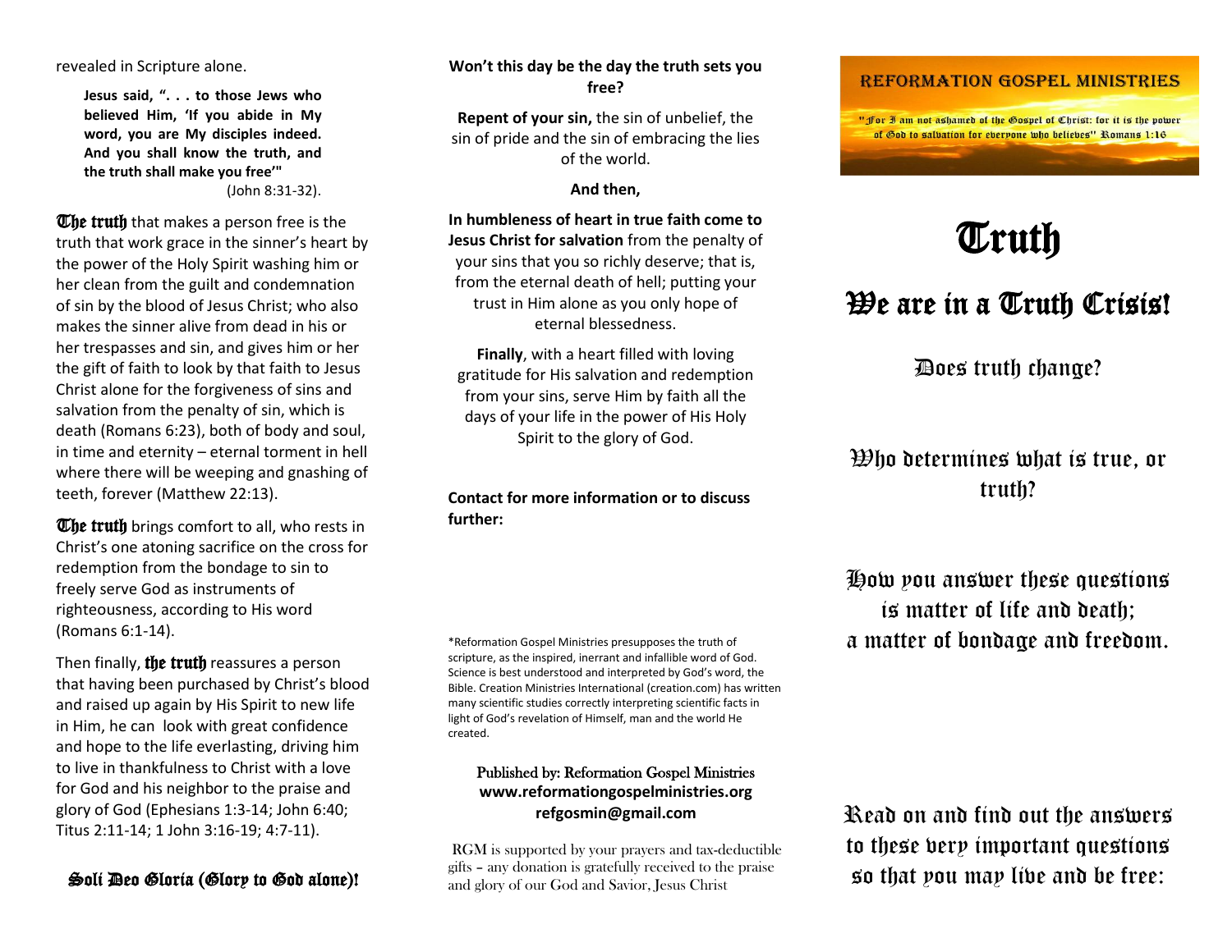revealed in Scripture alone.

> **Jesus said, ". . . to those Jews who believed Him, 'If you abide in My word, you are My disciples indeed. And you shall know the truth, and the truth shall make you free'"**
> (John 8:31-32).

**The truth** that makes a person free is the truth that work grace in the sinner's heart by the power of the Holy Spirit washing him or her clean from the guilt and condemnation of sin by the blood of Jesus Christ; who also makes the sinner alive from dead in his or her trespasses and sin, and gives him or her the gift of faith to look by that faith to Jesus Christ alone for the forgiveness of sins and salvation from the penalty of sin, which is death (Romans 6:23), both of body and soul, in time and eternity – eternal torment in hell where there will be weeping and gnashing of teeth, forever (Matthew 22:13).

**The truth** brings comfort to all, who rests in Christ's one atoning sacrifice on the cross for redemption from the bondage to sin to freely serve God as instruments of righteousness, according to His word (Romans 6:1-14).

Then finally, **the truth** reassures a person that having been purchased by Christ's blood and raised up again by His Spirit to new life in Him, he can look with great confidence and hope to the life everlasting, driving him to live in thankfulness to Christ with a love for God and his neighbor to the praise and glory of God (Ephesians 1:3-14; John 6:40; Titus 2:11-14; 1 John 3:16-19; 4:7-11).

**Soli Deo Gloria (Glory to God alone)!**

**Won't this day be the day the truth sets you free?**

**Repent of your sin,** the sin of unbelief, the sin of pride and the sin of embracing the lies of the world.

**And then,**

**In humbleness of heart in true faith come to Jesus Christ for salvation** from the penalty of your sins that you so richly deserve; that is, from the eternal death of hell; putting your trust in Him alone as you only hope of eternal blessedness.

**Finally**, with a heart filled with loving gratitude for His salvation and redemption from your sins, serve Him by faith all the days of your life in the power of His Holy Spirit to the glory of God.

**Contact for more information or to discuss further:**

*Reformation Gospel Ministries presupposes the truth of scripture, as the inspired, inerrant and infallible word of God. Science is best understood and interpreted by God's word, the Bible. Creation Ministries International (creation.com) has written many scientific studies correctly interpreting scientific facts in light of God's revelation of Himself, man and the world He created.

Published by: Reformation Gospel Ministries
**www.reformationgospelministries.org**
**refgosmin@gmail.com**

RGM is supported by your prayers and tax-deductible gifts – any donation is gratefully received to the praise and glory of our God and Savior, Jesus Christ

REFORMATION GOSPEL MINISTRIES

"For I am not ashamed of the Gospel of Christ: for it is the power of God to salvation for everyone who believes" Romans 1:16

# Truth

## We are in a Truth Crisis!

### Does truth change?

### Who determines what is true, or truth?

### How you answer these questions is matter of life and death; a matter of bondage and freedom.

### Read on and find out the answers to these very important questions so that you may live and be free: